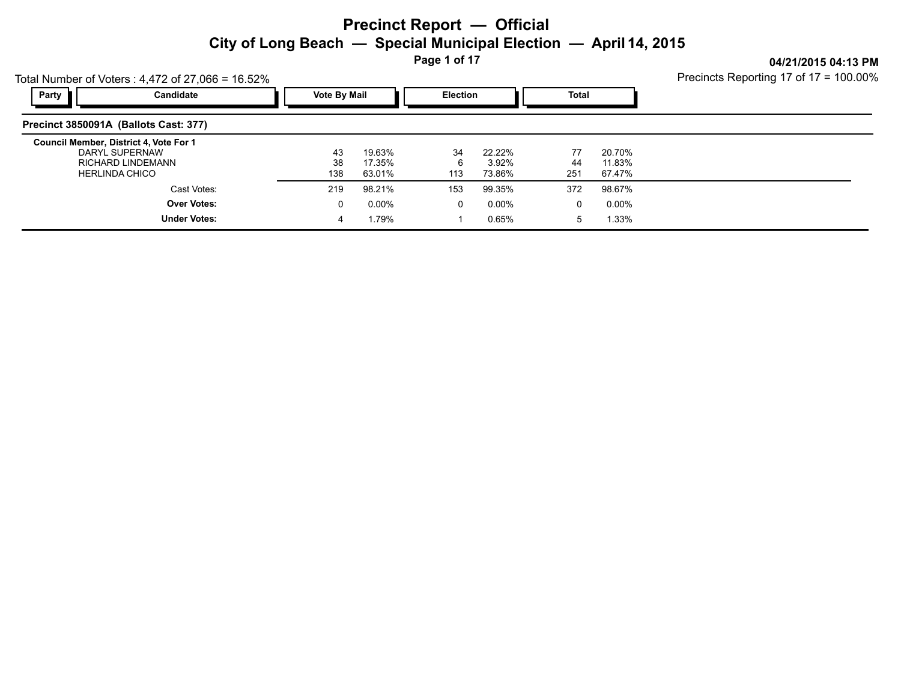# Precinct Report — Official

## City of Long Beach — Special Municipal Election — April 14, 2015

04/21/2015 04:13 PM

Total Number of Voters : 4,472 of 27,066 = 16.52%

Precincts Reporting 17 of 17 = 100.00%

| Party | Candidate | Vote By Mail | | Election | | Total | |
|---|---|---|---|---|---|---|---|
| **Precinct 3850091A (Ballots Cast: 377)** | | | | | | | |
| **Council Member, District 4, Vote For 1** | | | | | | | |
| | DARYL SUPERNAW | 43 | 19.63% | 34 | 22.22% | 77 | 20.70% |
| | RICHARD LINDEMANN | 38 | 17.35% | 6 | 3.92% | 44 | 11.83% |
| | HERLINDA CHICO | 138 | 63.01% | 113 | 73.86% | 251 | 67.47% |
| | Cast Votes: | 219 | 98.21% | 153 | 99.35% | 372 | 98.67% |
| | **Over Votes:** | 0 | 0.00% | 0 | 0.00% | 0 | 0.00% |
| | **Under Votes:** | 4 | 1.79% | 1 | 0.65% | 5 | 1.33% |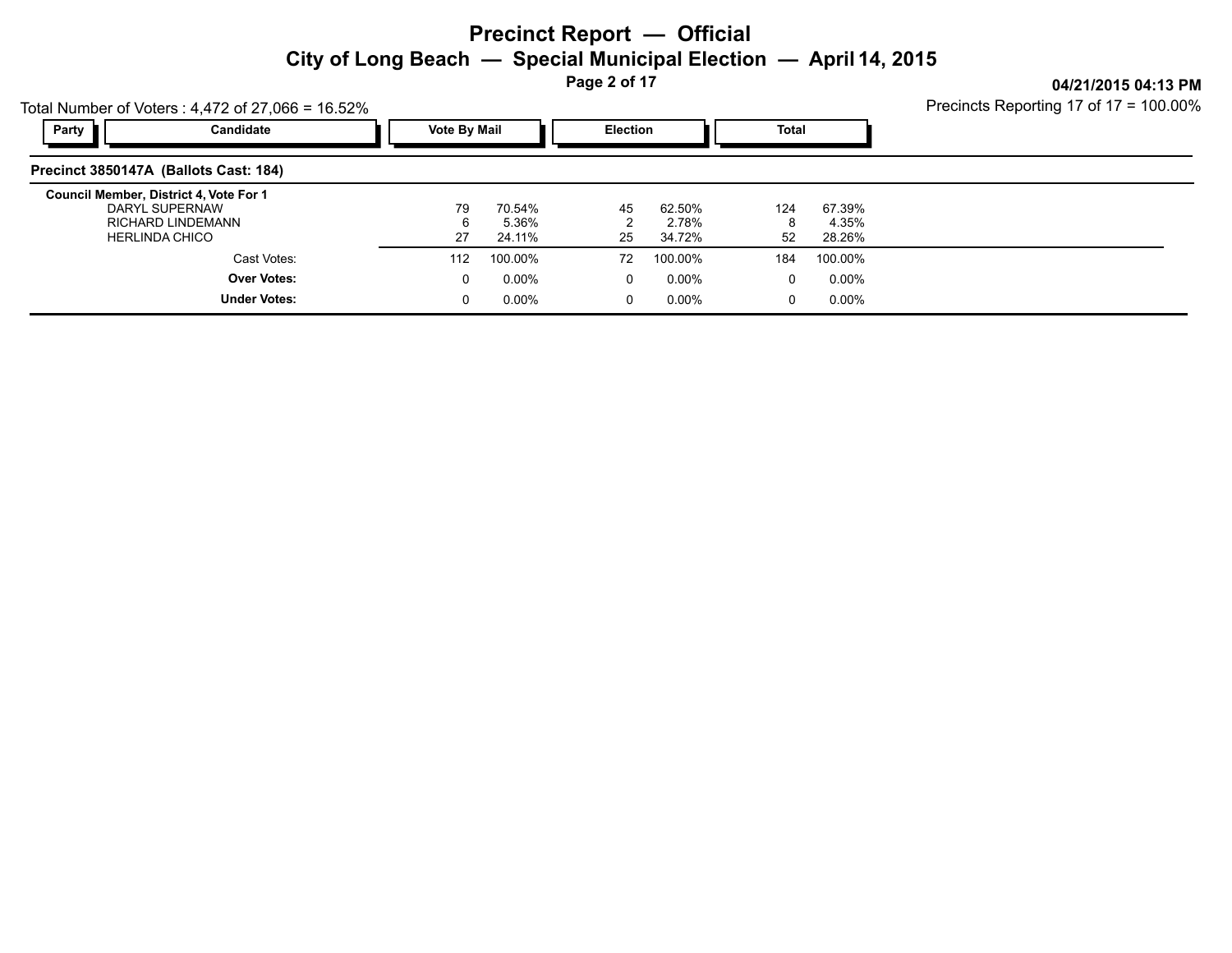# Precinct Report — Official

## City of Long Beach — Special Municipal Election — April 14, 2015

04/21/2015 04:13 PM

Total Number of Voters : 4,472 of 27,066 = 16.52%

Precincts Reporting 17 of 17 = 100.00%

### Precinct 3850147A (Ballots Cast: 184)

**Council Member, District 4, Vote For 1**

| Party | Candidate | Vote By Mail | | Election | | Total | |
|---|---|---|---|---|---|---|---|
| | DARYL SUPERNAW | 79 | 70.54% | 45 | 62.50% | 124 | 67.39% |
| | RICHARD LINDEMANN | 6 | 5.36% | 2 | 2.78% | 8 | 4.35% |
| | HERLINDA CHICO | 27 | 24.11% | 25 | 34.72% | 52 | 28.26% |
| | Cast Votes: | 112 | 100.00% | 72 | 100.00% | 184 | 100.00% |
| | **Over Votes:** | 0 | 0.00% | 0 | 0.00% | 0 | 0.00% |
| | **Under Votes:** | 0 | 0.00% | 0 | 0.00% | 0 | 0.00% |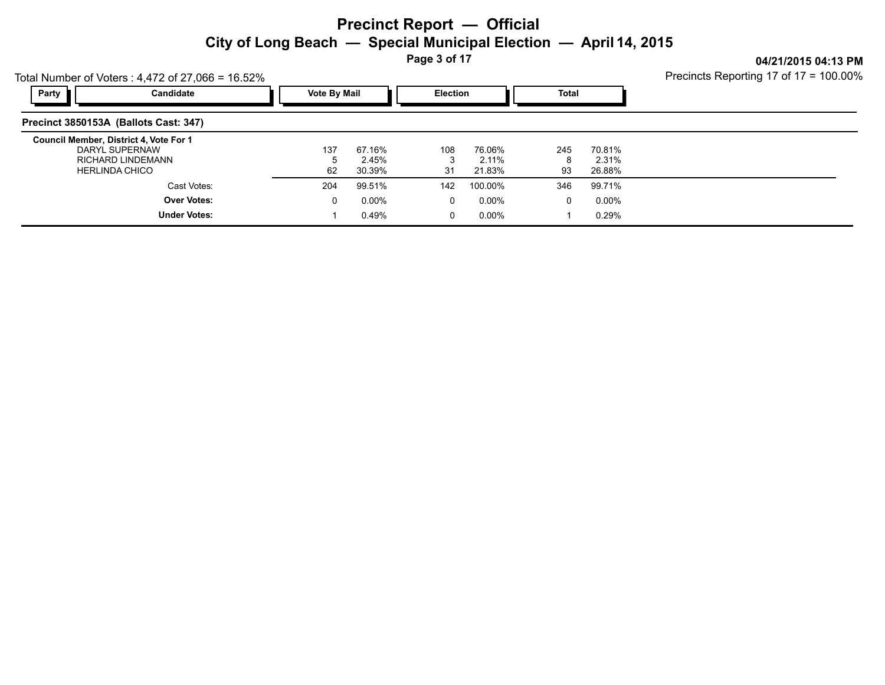# Precinct Report — Official

## City of Long Beach — Special Municipal Election — April 14, 2015

04/21/2015 04:13 PM

Total Number of Voters : 4,472 of 27,066 = 16.52%

Precincts Reporting 17 of 17 = 100.00%

| Party | Candidate | Vote By Mail | | Election | | Total | |
|---|---|---|---|---|---|---|---|

**Precinct 3850153A (Ballots Cast: 347)**

| Council Member, District 4, Vote For 1 | Vote By Mail | | Election | | Total | |
|---|---|---|---|---|---|---|
| DARYL SUPERNAW | 137 | 67.16% | 108 | 76.06% | 245 | 70.81% |
| RICHARD LINDEMANN | 5 | 2.45% | 3 | 2.11% | 8 | 2.31% |
| HERLINDA CHICO | 62 | 30.39% | 31 | 21.83% | 93 | 26.88% |
| Cast Votes: | 204 | 99.51% | 142 | 100.00% | 346 | 99.71% |
| **Over Votes:** | 0 | 0.00% | 0 | 0.00% | 0 | 0.00% |
| **Under Votes:** | 1 | 0.49% | 0 | 0.00% | 1 | 0.29% |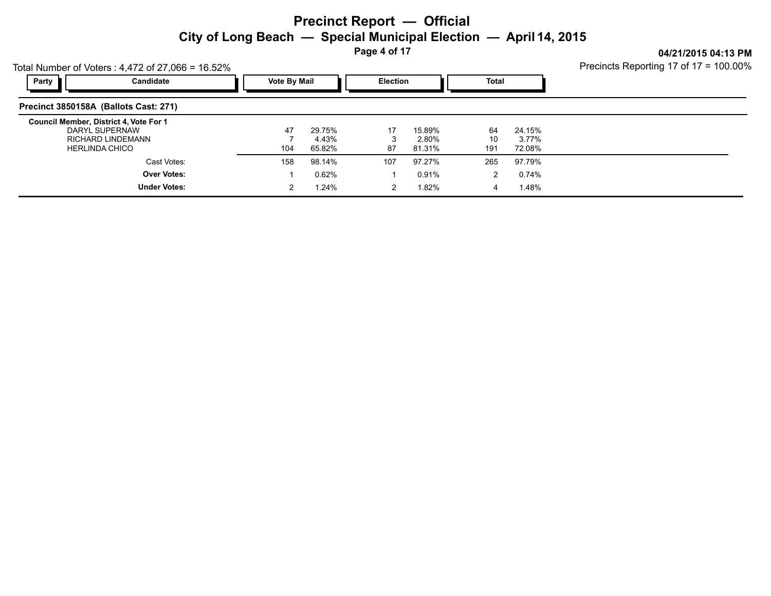# Precinct Report — Official

## City of Long Beach — Special Municipal Election — April 14, 2015

04/21/2015 04:13 PM

Total Number of Voters : 4,472 of 27,066 = 16.52%

Precincts Reporting 17 of 17 = 100.00%

### Precinct 3850158A (Ballots Cast: 271)

| Party | Candidate | Vote By Mail | | Election | | Total | |
|---|---|---|---|---|---|---|---|
| | **Council Member, District 4, Vote For 1** | | | | | | |
| | DARYL SUPERNAW | 47 | 29.75% | 17 | 15.89% | 64 | 24.15% |
| | RICHARD LINDEMANN | 7 | 4.43% | 3 | 2.80% | 10 | 3.77% |
| | HERLINDA CHICO | 104 | 65.82% | 87 | 81.31% | 191 | 72.08% |
| | Cast Votes: | 158 | 98.14% | 107 | 97.27% | 265 | 97.79% |
| | **Over Votes:** | 1 | 0.62% | 1 | 0.91% | 2 | 0.74% |
| | **Under Votes:** | 2 | 1.24% | 2 | 1.82% | 4 | 1.48% |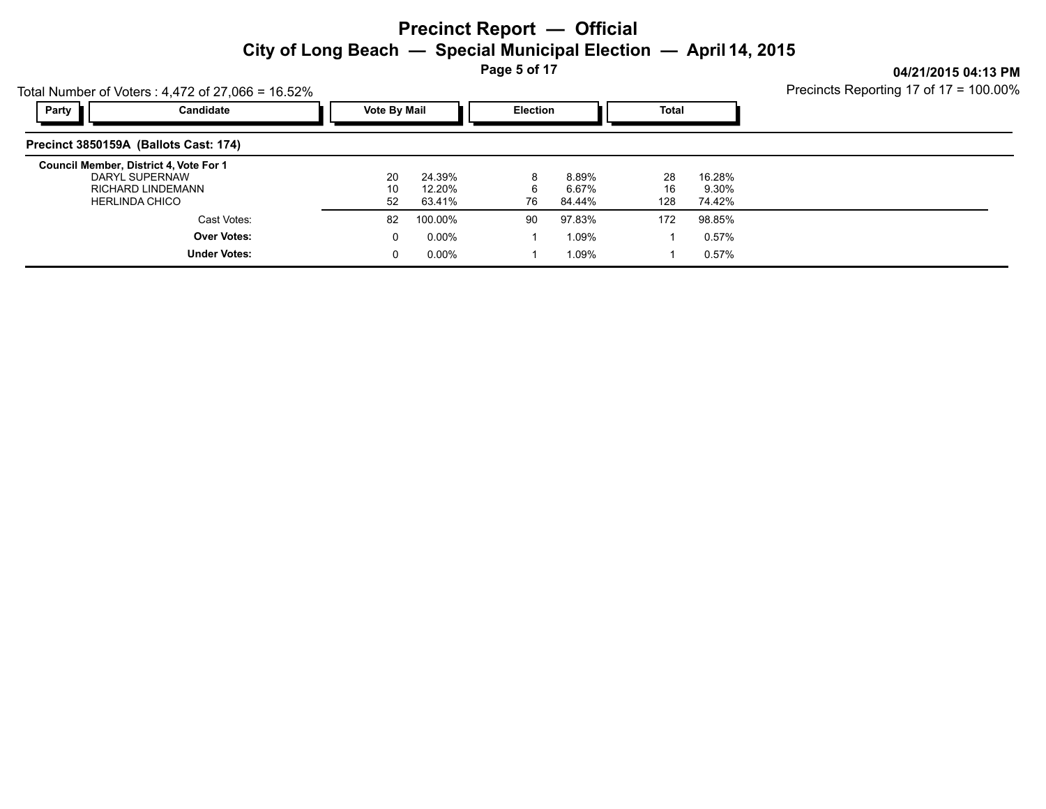# Precinct Report — Official

## City of Long Beach — Special Municipal Election — April 14, 2015

04/21/2015 04:13 PM

Total Number of Voters : 4,472 of 27,066 = 16.52%

Precincts Reporting 17 of 17 = 100.00%

| Party | Candidate | Vote By Mail | | Election | | Total | |
|---|---|---|---|---|---|---|---|
| **Precinct 3850159A (Ballots Cast: 174)** | | | | | | | |
| **Council Member, District 4, Vote For 1** | | | | | | | |
| | DARYL SUPERNAW | 20 | 24.39% | 8 | 8.89% | 28 | 16.28% |
| | RICHARD LINDEMANN | 10 | 12.20% | 6 | 6.67% | 16 | 9.30% |
| | HERLINDA CHICO | 52 | 63.41% | 76 | 84.44% | 128 | 74.42% |
| | Cast Votes: | 82 | 100.00% | 90 | 97.83% | 172 | 98.85% |
| | **Over Votes:** | 0 | 0.00% | 1 | 1.09% | 1 | 0.57% |
| | **Under Votes:** | 0 | 0.00% | 1 | 1.09% | 1 | 0.57% |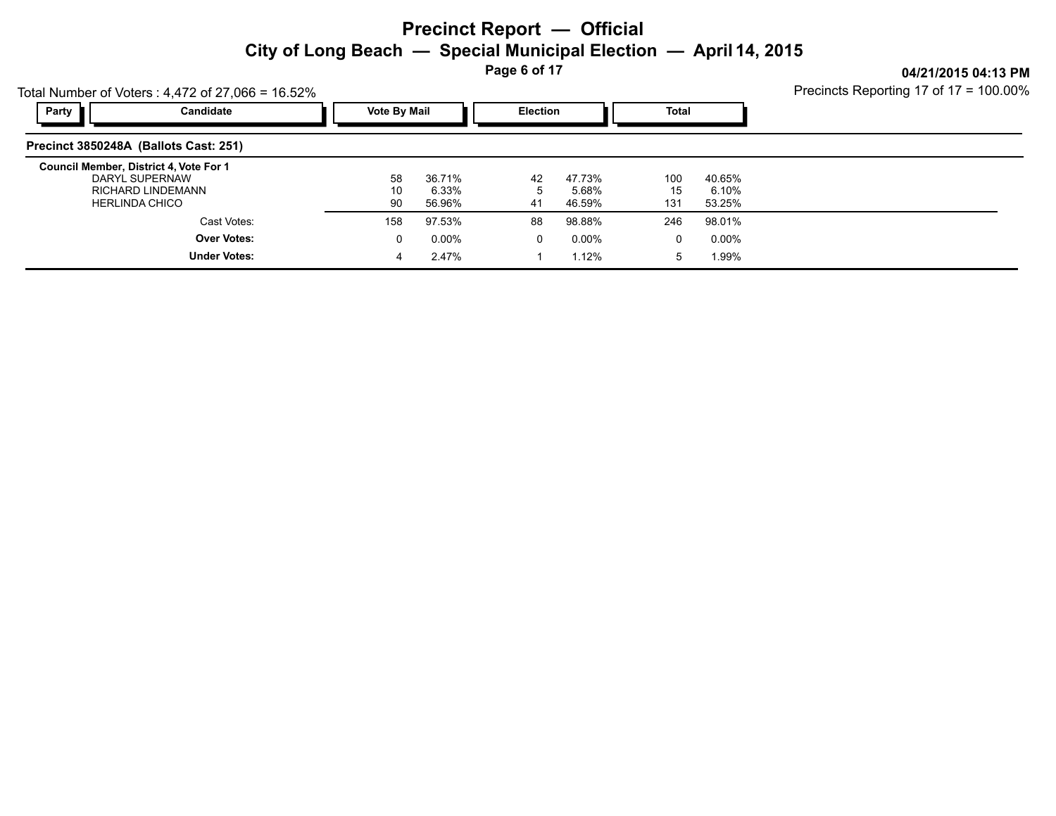# Precinct Report — Official

## City of Long Beach — Special Municipal Election — April 14, 2015

04/21/2015 04:13 PM

Total Number of Voters : 4,472 of 27,066 = 16.52%

Precincts Reporting 17 of 17 = 100.00%

### Precinct 3850248A (Ballots Cast: 251)

**Council Member, District 4, Vote For 1**

| Party | Candidate | Vote By Mail | | Election | | Total | |
|---|---|---|---|---|---|---|---|
| | DARYL SUPERNAW | 58 | 36.71% | 42 | 47.73% | 100 | 40.65% |
| | RICHARD LINDEMANN | 10 | 6.33% | 5 | 5.68% | 15 | 6.10% |
| | HERLINDA CHICO | 90 | 56.96% | 41 | 46.59% | 131 | 53.25% |
| | Cast Votes: | 158 | 97.53% | 88 | 98.88% | 246 | 98.01% |
| | **Over Votes:** | 0 | 0.00% | 0 | 0.00% | 0 | 0.00% |
| | **Under Votes:** | 4 | 2.47% | 1 | 1.12% | 5 | 1.99% |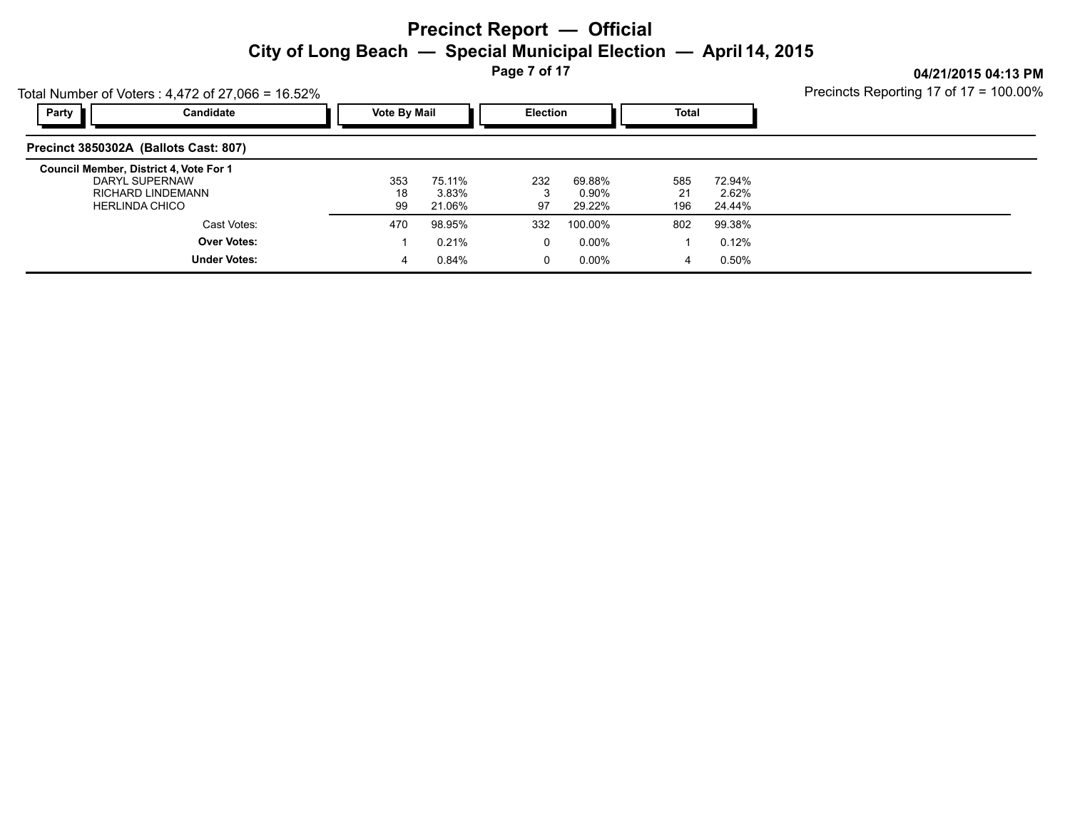# Precinct Report — Official

## City of Long Beach — Special Municipal Election — April 14, 2015

04/21/2015 04:13 PM

Total Number of Voters : 4,472 of 27,066 = 16.52%

Precincts Reporting 17 of 17 = 100.00%

| Party | Candidate | Vote By Mail | | Election | | Total | |
|---|---|---|---|---|---|---|---|
| **Precinct 3850302A (Ballots Cast: 807)** | | | | | | | |
| **Council Member, District 4, Vote For 1** | | | | | | | |
| | DARYL SUPERNAW | 353 | 75.11% | 232 | 69.88% | 585 | 72.94% |
| | RICHARD LINDEMANN | 18 | 3.83% | 3 | 0.90% | 21 | 2.62% |
| | HERLINDA CHICO | 99 | 21.06% | 97 | 29.22% | 196 | 24.44% |
| | Cast Votes: | 470 | 98.95% | 332 | 100.00% | 802 | 99.38% |
| | **Over Votes:** | 1 | 0.21% | 0 | 0.00% | 1 | 0.12% |
| | **Under Votes:** | 4 | 0.84% | 0 | 0.00% | 4 | 0.50% |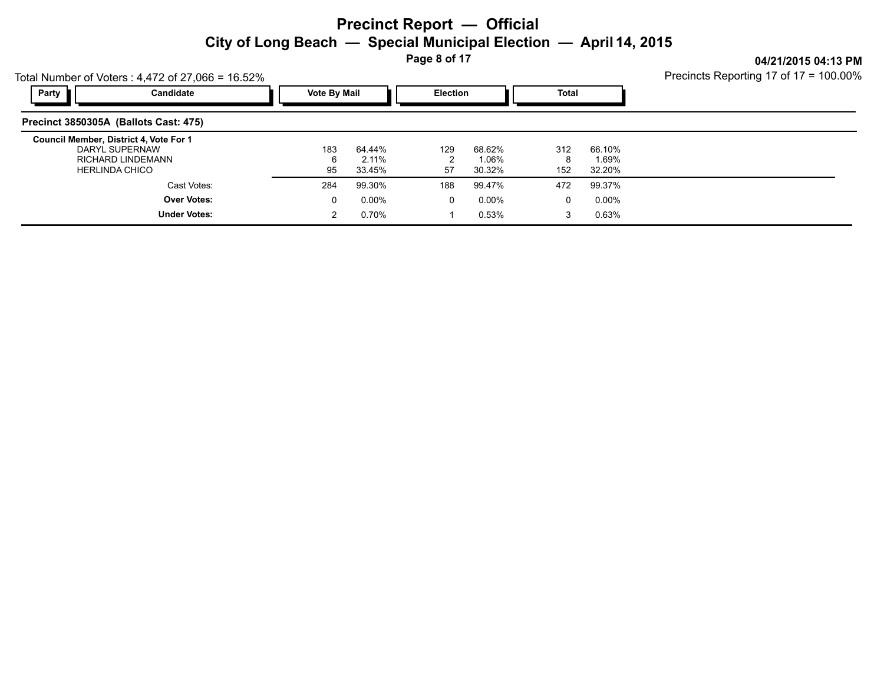# Precinct Report — Official

## City of Long Beach — Special Municipal Election — April 14, 2015

04/21/2015 04:13 PM

Total Number of Voters : 4,472 of 27,066 = 16.52%

Precincts Reporting 17 of 17 = 100.00%

### Precinct 3850305A (Ballots Cast: 475)

| Party | Candidate | Vote By Mail | | Election | | Total | |
|---|---|---|---|---|---|---|---|
| | **Council Member, District 4, Vote For 1** | | | | | | |
| | DARYL SUPERNAW | 183 | 64.44% | 129 | 68.62% | 312 | 66.10% |
| | RICHARD LINDEMANN | 6 | 2.11% | 2 | 1.06% | 8 | 1.69% |
| | HERLINDA CHICO | 95 | 33.45% | 57 | 30.32% | 152 | 32.20% |
| | Cast Votes: | 284 | 99.30% | 188 | 99.47% | 472 | 99.37% |
| | **Over Votes:** | 0 | 0.00% | 0 | 0.00% | 0 | 0.00% |
| | **Under Votes:** | 2 | 0.70% | 1 | 0.53% | 3 | 0.63% |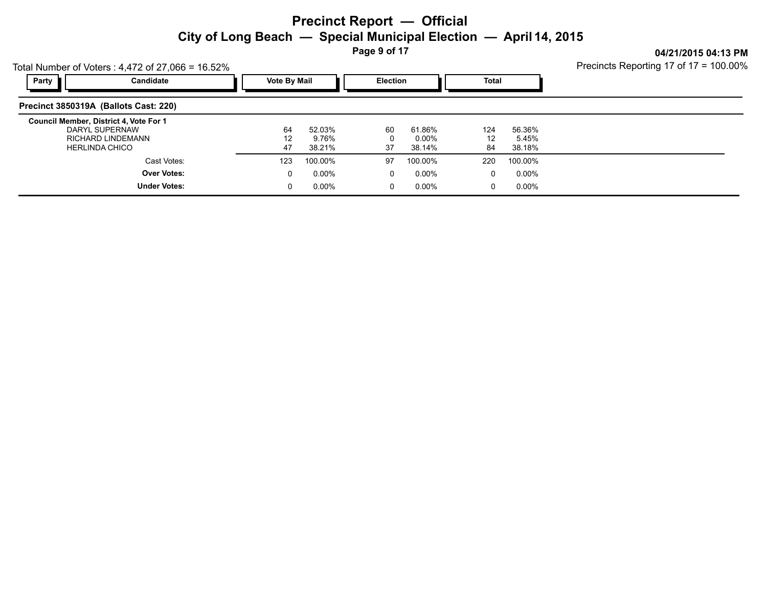# Precinct Report — Official

## City of Long Beach — Special Municipal Election — April 14, 2015

04/21/2015 04:13 PM

Total Number of Voters : 4,472 of 27,066 = 16.52%

Precincts Reporting 17 of 17 = 100.00%

### Precinct 3850319A (Ballots Cast: 220)

**Council Member, District 4, Vote For 1**

| Party | Candidate | Vote By Mail | | Election | | Total | |
|---|---|---|---|---|---|---|---|
| | DARYL SUPERNAW | 64 | 52.03% | 60 | 61.86% | 124 | 56.36% |
| | RICHARD LINDEMANN | 12 | 9.76% | 0 | 0.00% | 12 | 5.45% |
| | HERLINDA CHICO | 47 | 38.21% | 37 | 38.14% | 84 | 38.18% |
| | Cast Votes: | 123 | 100.00% | 97 | 100.00% | 220 | 100.00% |
| | **Over Votes:** | 0 | 0.00% | 0 | 0.00% | 0 | 0.00% |
| | **Under Votes:** | 0 | 0.00% | 0 | 0.00% | 0 | 0.00% |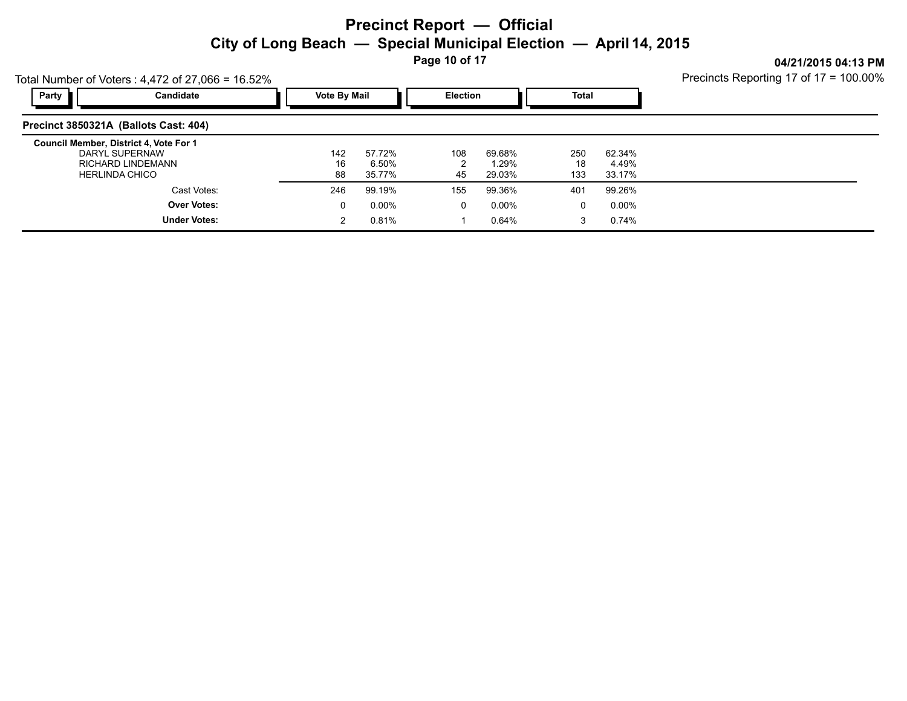# Precinct Report — Official

## City of Long Beach — Special Municipal Election — April 14, 2015

04/21/2015 04:13 PM

Total Number of Voters : 4,472 of 27,066 = 16.52%

Precincts Reporting 17 of 17 = 100.00%

| Party | Candidate | Vote By Mail | | Election | | Total | |
|---|---|---|---|---|---|---|---|
| **Precinct 3850321A (Ballots Cast: 404)** | | | | | | | |
| **Council Member, District 4, Vote For 1** | | | | | | | |
| | DARYL SUPERNAW | 142 | 57.72% | 108 | 69.68% | 250 | 62.34% |
| | RICHARD LINDEMANN | 16 | 6.50% | 2 | 1.29% | 18 | 4.49% |
| | HERLINDA CHICO | 88 | 35.77% | 45 | 29.03% | 133 | 33.17% |
| | Cast Votes: | 246 | 99.19% | 155 | 99.36% | 401 | 99.26% |
| | **Over Votes:** | 0 | 0.00% | 0 | 0.00% | 0 | 0.00% |
| | **Under Votes:** | 2 | 0.81% | 1 | 0.64% | 3 | 0.74% |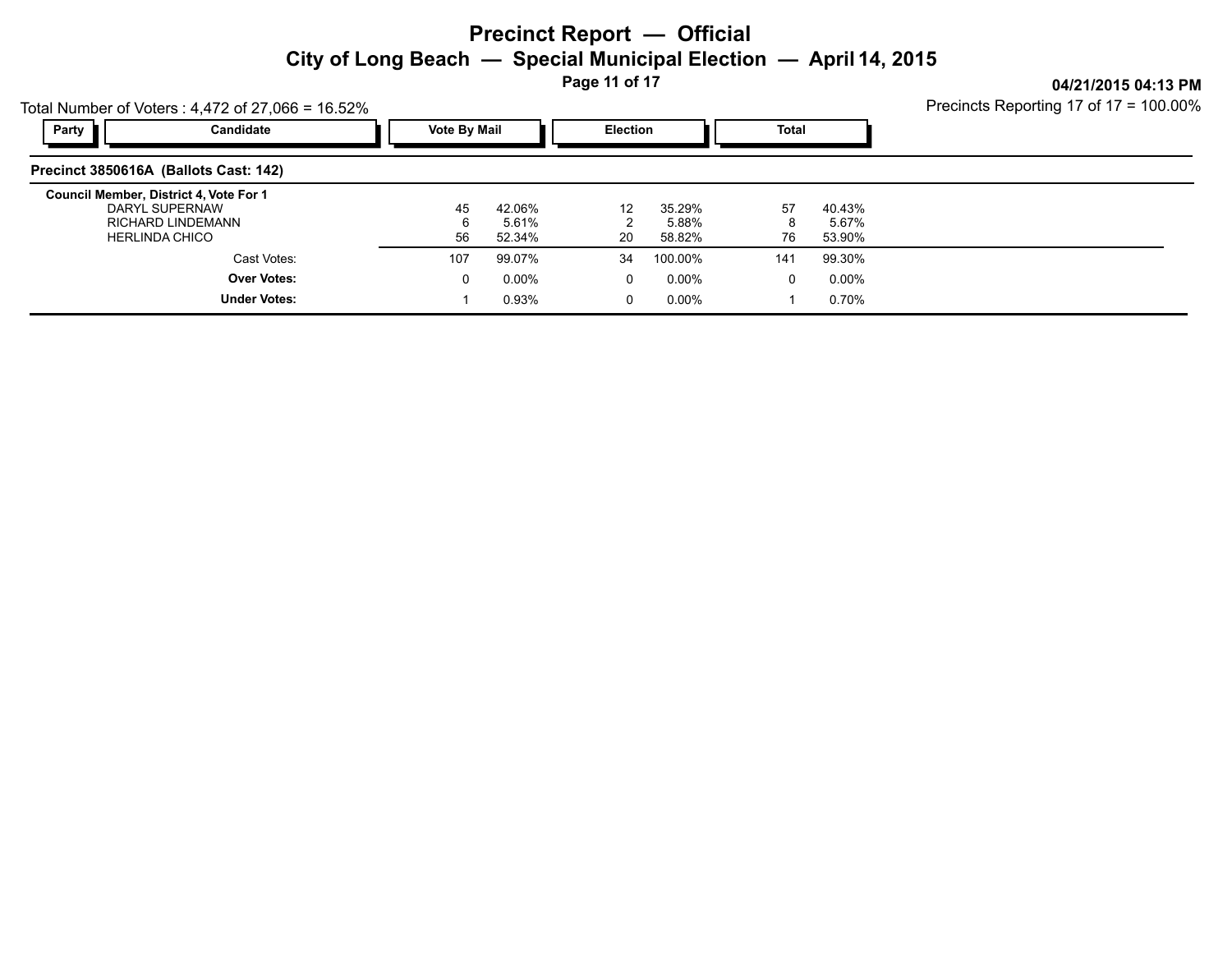# Precinct Report — Official

## City of Long Beach — Special Municipal Election — April 14, 2015

04/21/2015 04:13 PM

Total Number of Voters : 4,472 of 27,066 = 16.52%

Precincts Reporting 17 of 17 = 100.00%

| Party | Candidate | Vote By Mail | | Election | | Total | |
|---|---|---|---|---|---|---|---|
| **Precinct 3850616A (Ballots Cast: 142)** | | | | | | | |
| **Council Member, District 4, Vote For 1** | | | | | | | |
| | DARYL SUPERNAW | 45 | 42.06% | 12 | 35.29% | 57 | 40.43% |
| | RICHARD LINDEMANN | 6 | 5.61% | 2 | 5.88% | 8 | 5.67% |
| | HERLINDA CHICO | 56 | 52.34% | 20 | 58.82% | 76 | 53.90% |
| | Cast Votes: | 107 | 99.07% | 34 | 100.00% | 141 | 99.30% |
| | **Over Votes:** | 0 | 0.00% | 0 | 0.00% | 0 | 0.00% |
| | **Under Votes:** | 1 | 0.93% | 0 | 0.00% | 1 | 0.70% |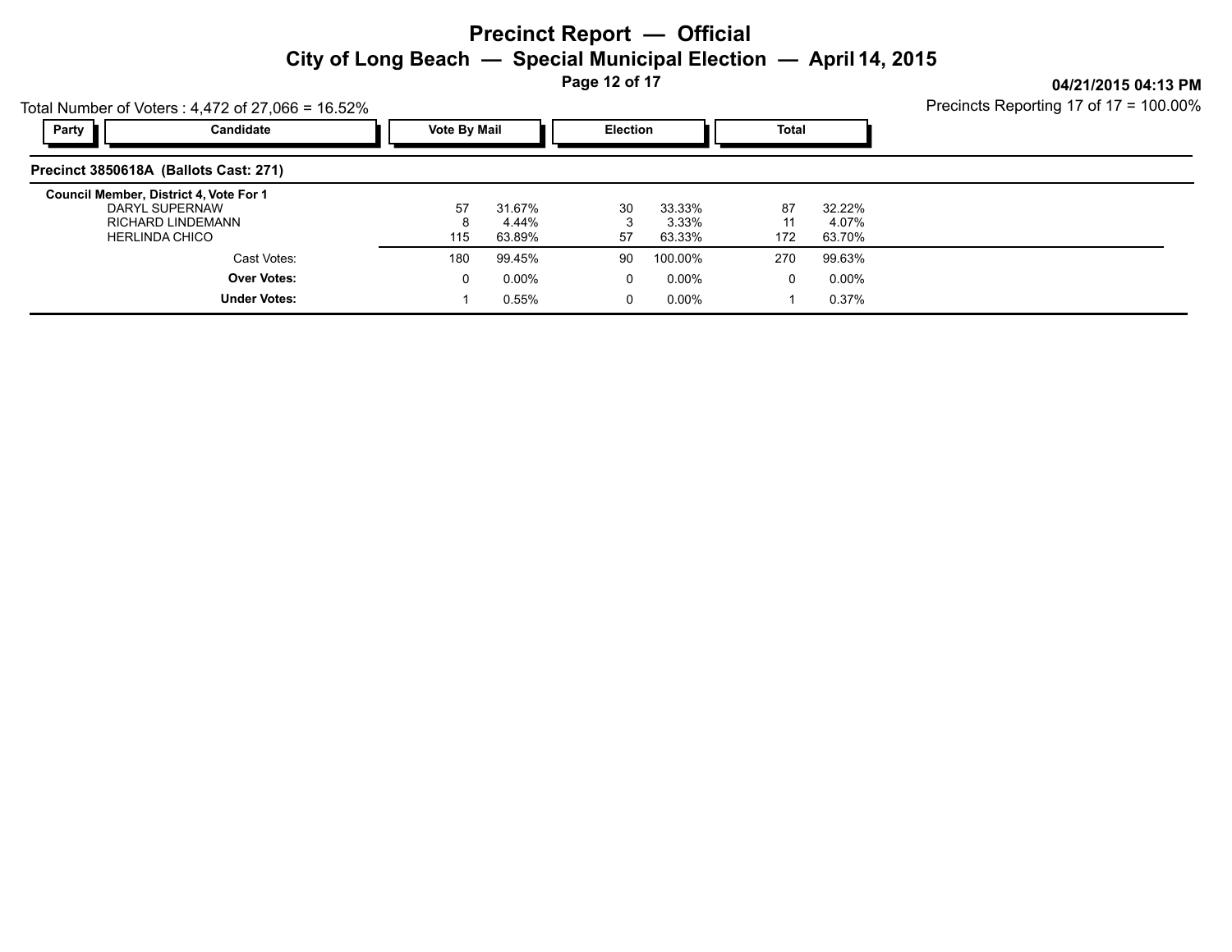# Precinct Report — Official

## City of Long Beach — Special Municipal Election — April 14, 2015

04/21/2015 04:13 PM

Total Number of Voters : 4,472 of 27,066 = 16.52%

Precincts Reporting 17 of 17 = 100.00%

### Precinct 3850618A (Ballots Cast: 271)

| Party | Candidate | Vote By Mail | | Election | | Total | |
|---|---|---|---|---|---|---|---|
| | **Council Member, District 4, Vote For 1** | | | | | | |
| | DARYL SUPERNAW | 57 | 31.67% | 30 | 33.33% | 87 | 32.22% |
| | RICHARD LINDEMANN | 8 | 4.44% | 3 | 3.33% | 11 | 4.07% |
| | HERLINDA CHICO | 115 | 63.89% | 57 | 63.33% | 172 | 63.70% |
| | Cast Votes: | 180 | 99.45% | 90 | 100.00% | 270 | 99.63% |
| | **Over Votes:** | 0 | 0.00% | 0 | 0.00% | 0 | 0.00% |
| | **Under Votes:** | 1 | 0.55% | 0 | 0.00% | 1 | 0.37% |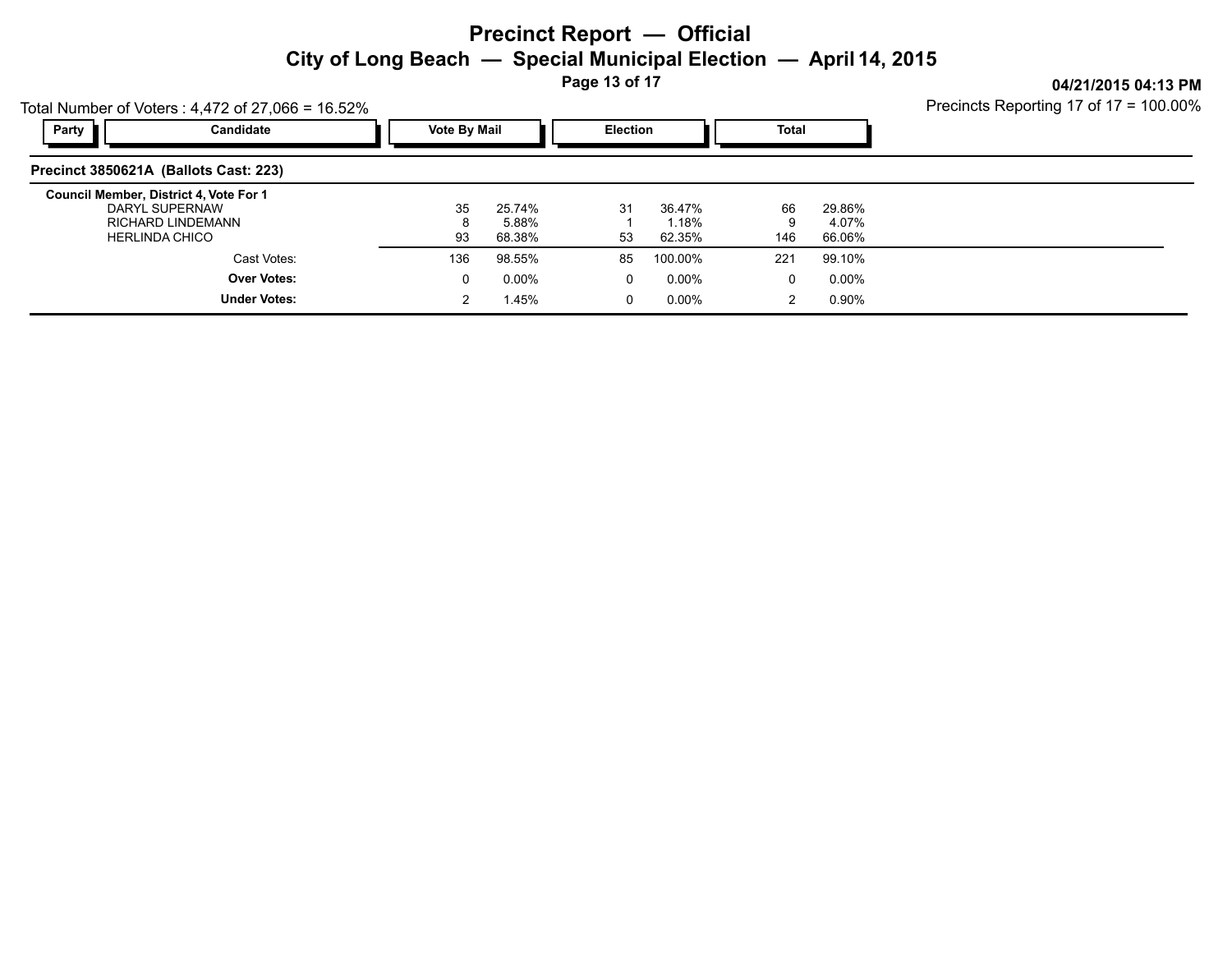# Precinct Report — Official

## City of Long Beach — Special Municipal Election — April 14, 2015

04/21/2015 04:13 PM

Total Number of Voters : 4,472 of 27,066 = 16.52%

Precincts Reporting 17 of 17 = 100.00%

| Party | Candidate | Vote By Mail | | Election | | Total | |
|---|---|---|---|---|---|---|---|
| **Precinct 3850621A (Ballots Cast: 223)** | | | | | | | |
| **Council Member, District 4, Vote For 1** | | | | | | | |
| | DARYL SUPERNAW | 35 | 25.74% | 31 | 36.47% | 66 | 29.86% |
| | RICHARD LINDEMANN | 8 | 5.88% | 1 | 1.18% | 9 | 4.07% |
| | HERLINDA CHICO | 93 | 68.38% | 53 | 62.35% | 146 | 66.06% |
| | Cast Votes: | 136 | 98.55% | 85 | 100.00% | 221 | 99.10% |
| | **Over Votes:** | 0 | 0.00% | 0 | 0.00% | 0 | 0.00% |
| | **Under Votes:** | 2 | 1.45% | 0 | 0.00% | 2 | 0.90% |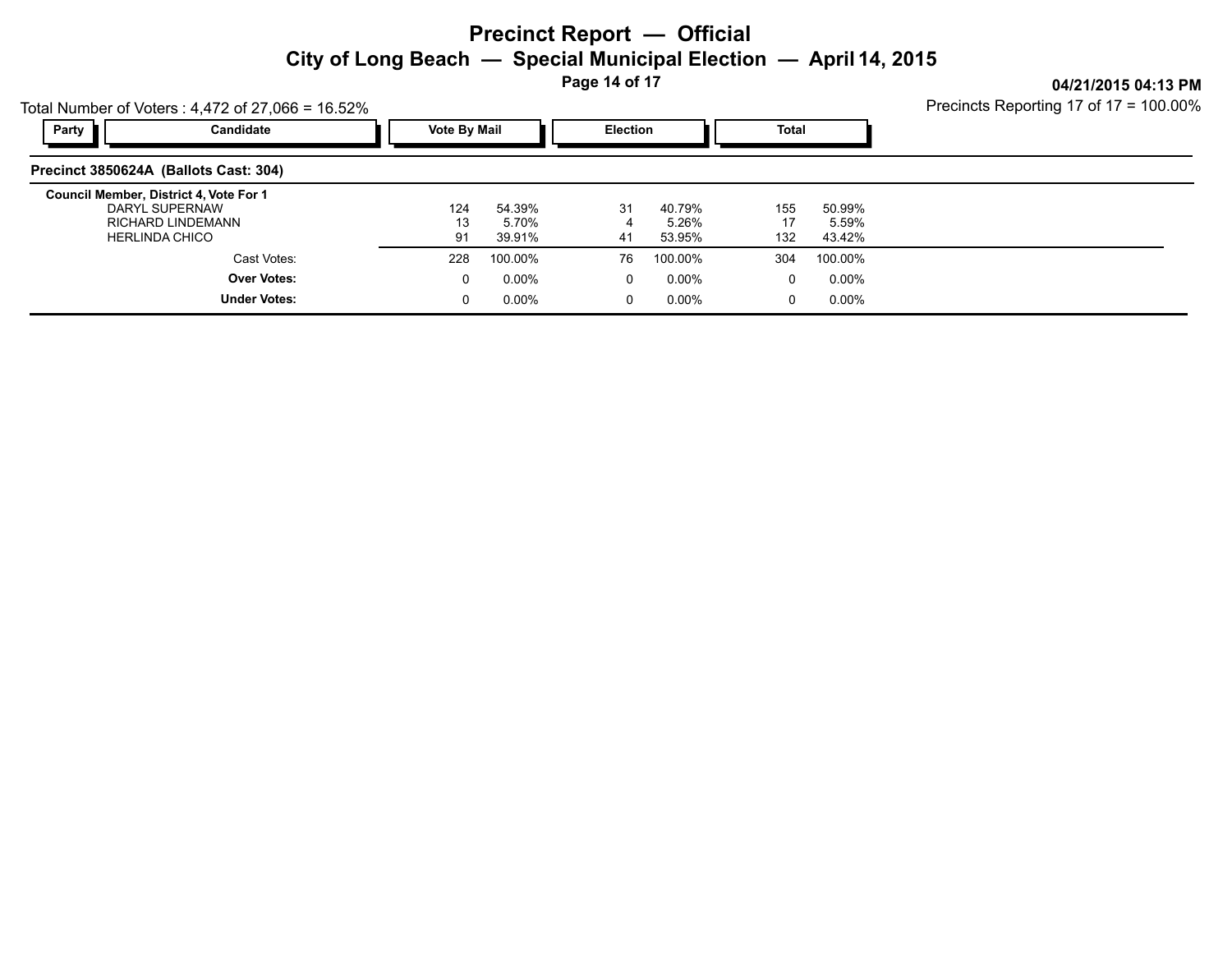# Precinct Report — Official

## City of Long Beach — Special Municipal Election — April 14, 2015

04/21/2015 04:13 PM

Total Number of Voters : 4,472 of 27,066 = 16.52%

Precincts Reporting 17 of 17 = 100.00%

### Precinct 3850624A (Ballots Cast: 304)

| Party | Candidate | Vote By Mail | | Election | | Total | |
|---|---|---|---|---|---|---|---|
| | **Council Member, District 4, Vote For 1** | | | | | | |
| | DARYL SUPERNAW | 124 | 54.39% | 31 | 40.79% | 155 | 50.99% |
| | RICHARD LINDEMANN | 13 | 5.70% | 4 | 5.26% | 17 | 5.59% |
| | HERLINDA CHICO | 91 | 39.91% | 41 | 53.95% | 132 | 43.42% |
| | Cast Votes: | 228 | 100.00% | 76 | 100.00% | 304 | 100.00% |
| | **Over Votes:** | 0 | 0.00% | 0 | 0.00% | 0 | 0.00% |
| | **Under Votes:** | 0 | 0.00% | 0 | 0.00% | 0 | 0.00% |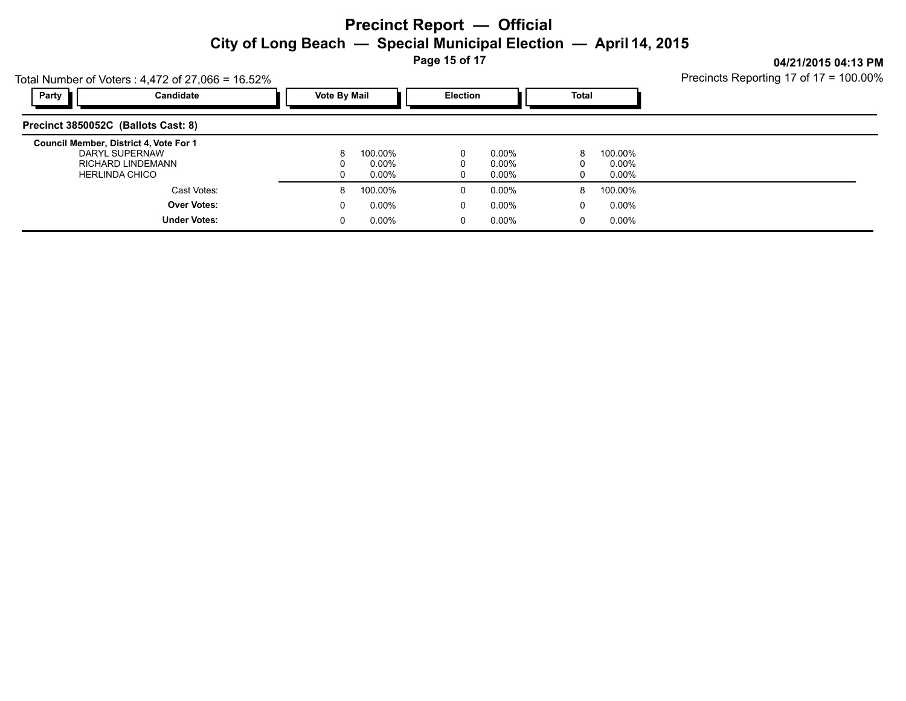# Precinct Report — Official

## City of Long Beach — Special Municipal Election — April 14, 2015

04/21/2015 04:13 PM

Total Number of Voters : 4,472 of 27,066 = 16.52%

Precincts Reporting 17 of 17 = 100.00%

### Precinct 3850052C (Ballots Cast: 8)

| Party | Candidate | Vote By Mail | | Election | | Total | |
|---|---|---|---|---|---|---|---|
| | **Council Member, District 4, Vote For 1** | | | | | | |
| | DARYL SUPERNAW | 8 | 100.00% | 0 | 0.00% | 8 | 100.00% |
| | RICHARD LINDEMANN | 0 | 0.00% | 0 | 0.00% | 0 | 0.00% |
| | HERLINDA CHICO | 0 | 0.00% | 0 | 0.00% | 0 | 0.00% |
| | Cast Votes: | 8 | 100.00% | 0 | 0.00% | 8 | 100.00% |
| | **Over Votes:** | 0 | 0.00% | 0 | 0.00% | 0 | 0.00% |
| | **Under Votes:** | 0 | 0.00% | 0 | 0.00% | 0 | 0.00% |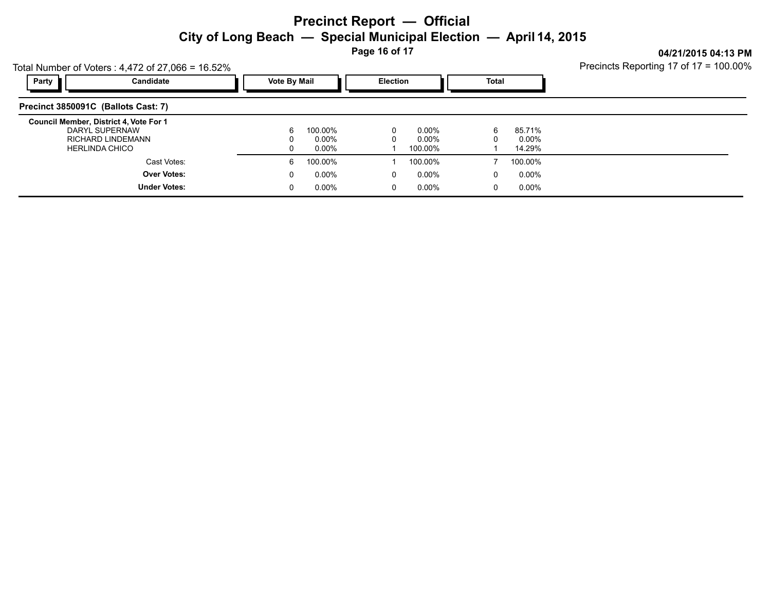# Precinct Report — Official

## City of Long Beach — Special Municipal Election — April 14, 2015

04/21/2015 04:13 PM

Total Number of Voters : 4,472 of 27,066 = 16.52%

Precincts Reporting 17 of 17 = 100.00%

### Precinct 3850091C (Ballots Cast: 7)

| Party | Candidate | Vote By Mail | | Election | | Total | |
|---|---|---|---|---|---|---|---|
| | **Council Member, District 4, Vote For 1** | | | | | | |
| | DARYL SUPERNAW | 6 | 100.00% | 0 | 0.00% | 6 | 85.71% |
| | RICHARD LINDEMANN | 0 | 0.00% | 0 | 0.00% | 0 | 0.00% |
| | HERLINDA CHICO | 0 | 0.00% | 1 | 100.00% | 1 | 14.29% |
| | Cast Votes: | 6 | 100.00% | 1 | 100.00% | 7 | 100.00% |
| | **Over Votes:** | 0 | 0.00% | 0 | 0.00% | 0 | 0.00% |
| | **Under Votes:** | 0 | 0.00% | 0 | 0.00% | 0 | 0.00% |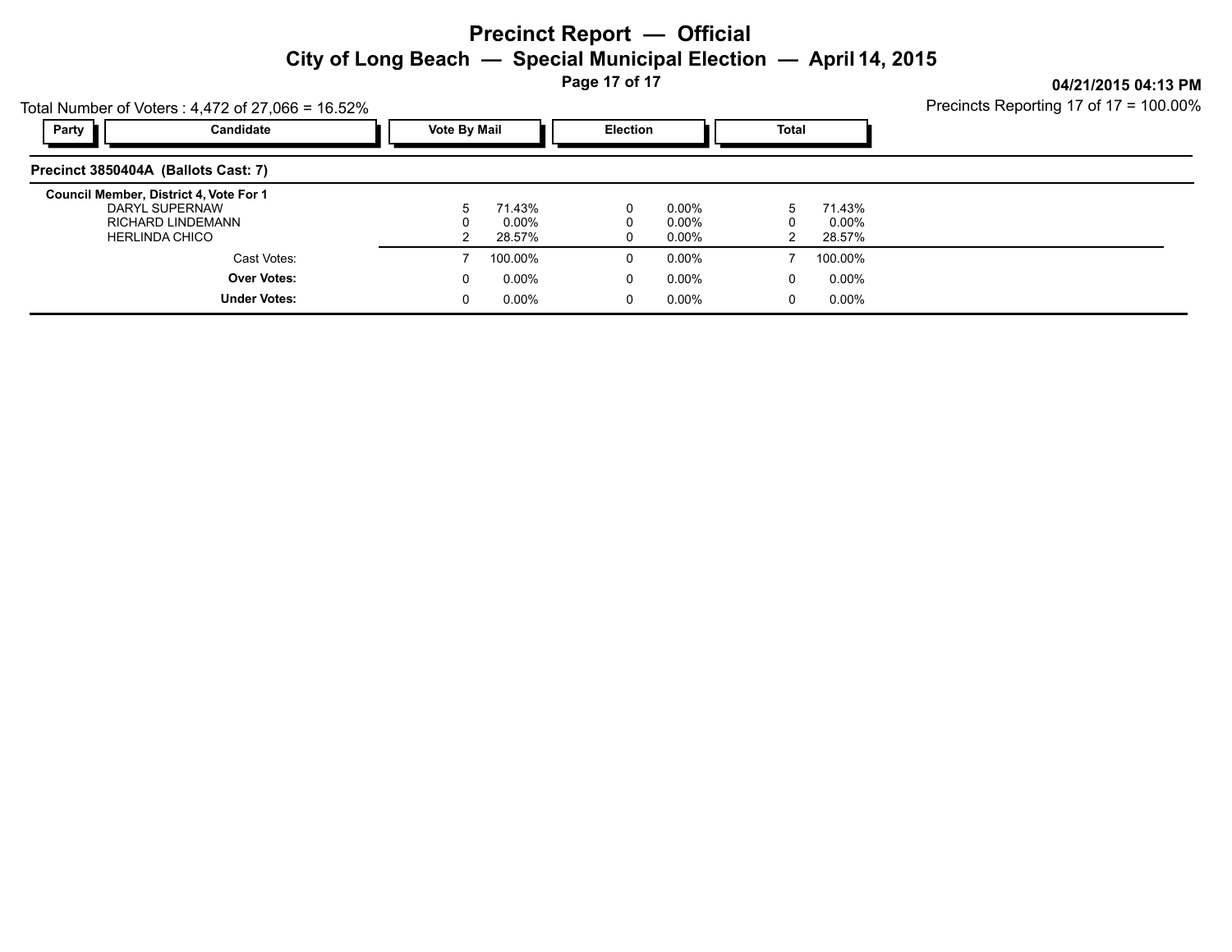# Precinct Report — Official

## City of Long Beach — Special Municipal Election — April 14, 2015

04/21/2015 04:13 PM

Total Number of Voters : 4,472 of 27,066 = 16.52%

Precincts Reporting 17 of 17 = 100.00%

**Precinct 3850404A (Ballots Cast: 7)**

| Party | Candidate | Vote By Mail | | Election | | Total | |
|---|---|---|---|---|---|---|---|
| | **Council Member, District 4, Vote For 1** | | | | | | |
| | DARYL SUPERNAW | 5 | 71.43% | 0 | 0.00% | 5 | 71.43% |
| | RICHARD LINDEMANN | 0 | 0.00% | 0 | 0.00% | 0 | 0.00% |
| | HERLINDA CHICO | 2 | 28.57% | 0 | 0.00% | 2 | 28.57% |
| | Cast Votes: | 7 | 100.00% | 0 | 0.00% | 7 | 100.00% |
| | **Over Votes:** | 0 | 0.00% | 0 | 0.00% | 0 | 0.00% |
| | **Under Votes:** | 0 | 0.00% | 0 | 0.00% | 0 | 0.00% |